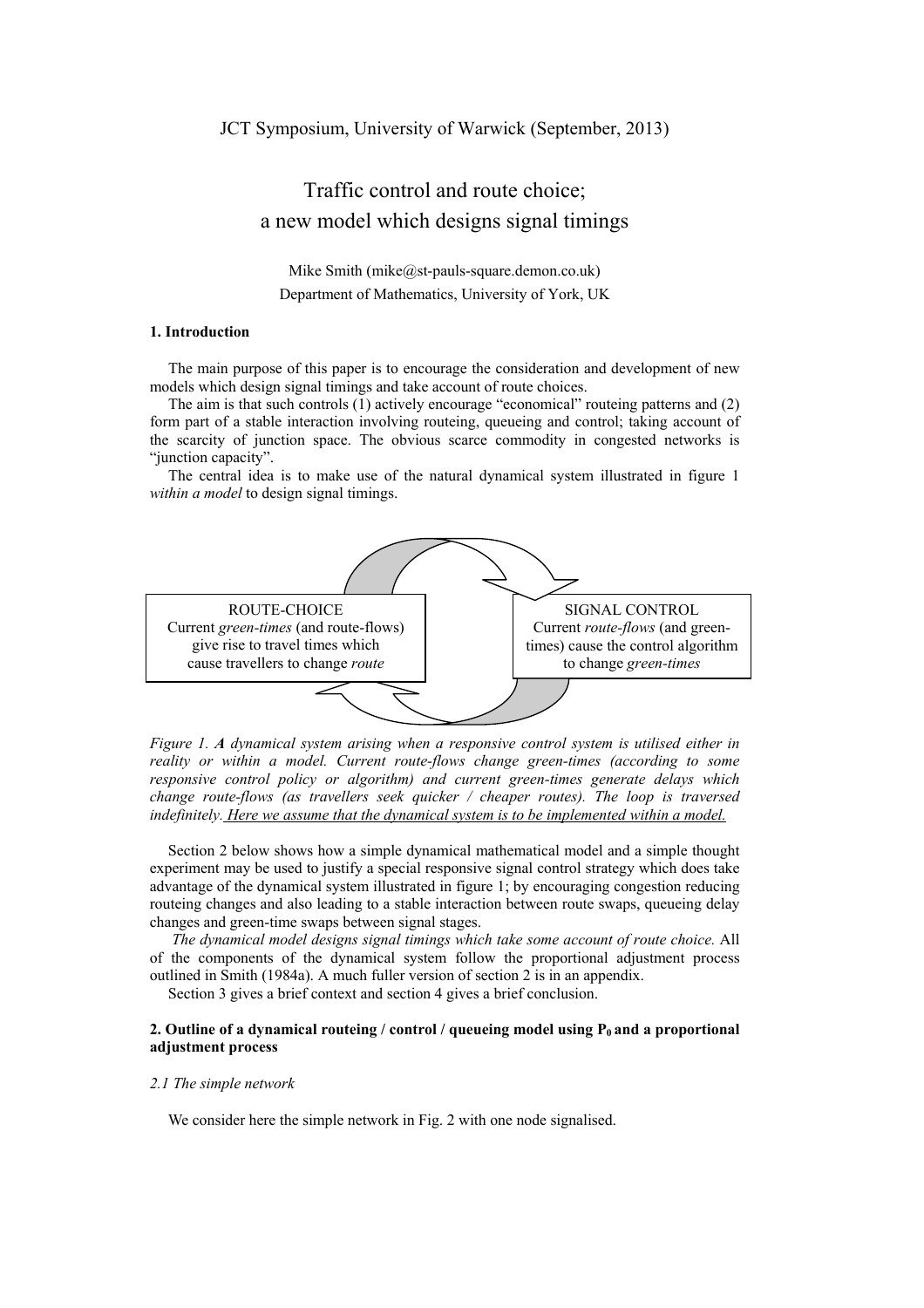JCT Symposium, University of Warwick (September, 2013)

# Traffic control and route choice; a new model which designs signal timings

Mike Smith (mike@st-pauls-square.demon.co.uk)
Department of Mathematics, University of York, UK

### 1. Introduction

The main purpose of this paper is to encourage the consideration and development of new models which design signal timings and take account of route choices.

The aim is that such controls (1) actively encourage "economical" routeing patterns and (2) form part of a stable interaction involving routeing, queueing and control; taking account of the scarcity of junction space. The obvious scarce commodity in congested networks is "junction capacity".

The central idea is to make use of the natural dynamical system illustrated in figure 1 *within a model* to design signal timings.

ROUTE-CHOICE
Current *green-times* (and route-flows) give rise to travel times which cause travellers to change *route*

SIGNAL CONTROL
Current *route-flows* (and green-times) cause the control algorithm to change *green-times*

*Figure 1. **A** dynamical system arising when a responsive control system is utilised either in reality or within a model. Current route-flows change green-times (according to some responsive control policy or algorithm) and current green-times generate delays which change route-flows (as travellers seek quicker / cheaper routes). The loop is traversed indefinitely. <u>Here we assume that the dynamical system is to be implemented within a model.</u>*

Section 2 below shows how a simple dynamical mathematical model and a simple thought experiment may be used to justify a special responsive signal control strategy which does take advantage of the dynamical system illustrated in figure 1; by encouraging congestion reducing routeing changes and also leading to a stable interaction between route swaps, queueing delay changes and green-time swaps between signal stages.

*The dynamical model designs signal timings which take some account of route choice.* All of the components of the dynamical system follow the proportional adjustment process outlined in Smith (1984a). A much fuller version of section 2 is in an appendix.

Section 3 gives a brief context and section 4 gives a brief conclusion.

### 2. Outline of a dynamical routeing / control / queueing model using $P_0$ and a proportional adjustment process

*2.1 The simple network*

We consider here the simple network in Fig. 2 with one node signalised.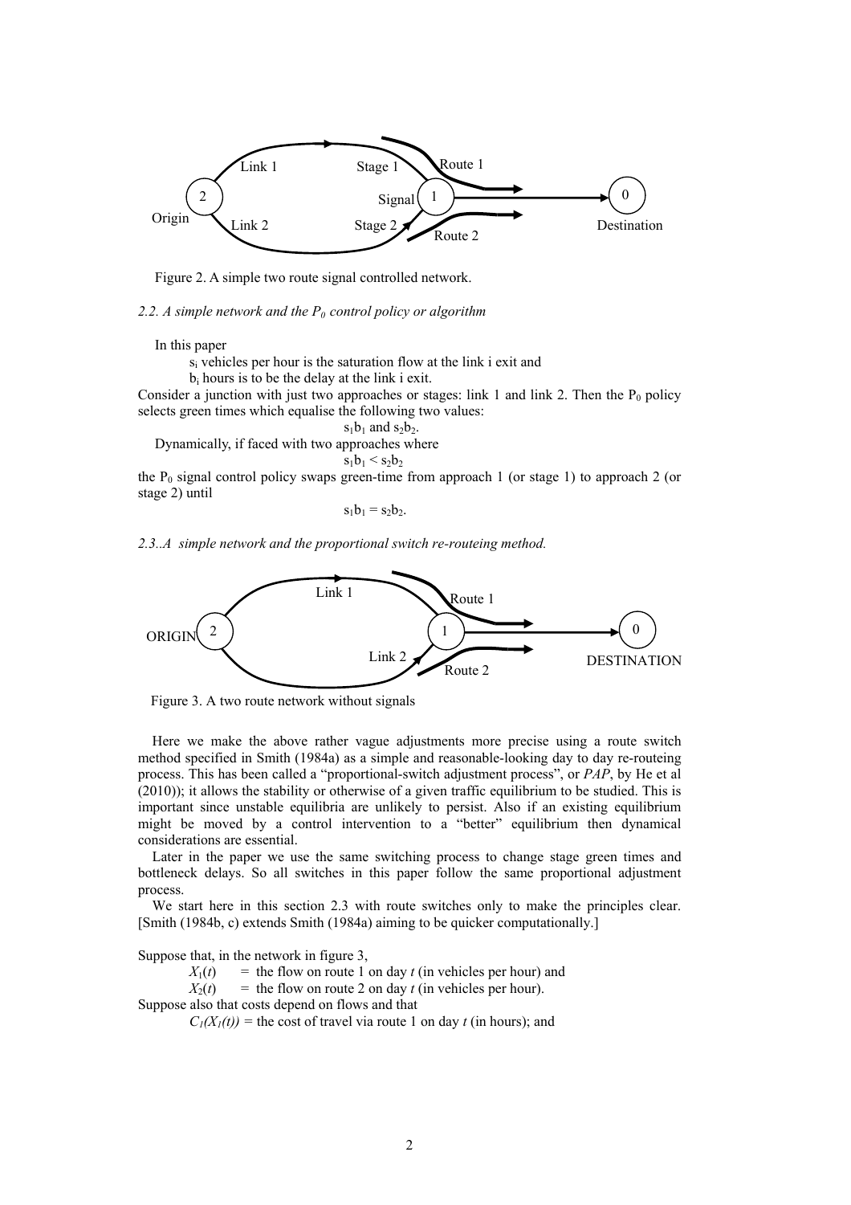Figure 2. A simple two route signal controlled network.

*2.2. A simple network and the $P_0$ control policy or algorithm*

In this paper

$s_i$ vehicles per hour is the saturation flow at the link i exit and

$b_i$ hours is to be the delay at the link i exit.

Consider a junction with just two approaches or stages: link 1 and link 2. Then the $P_0$ policy selects green times which equalise the following two values:

$$s_1b_1 \text{ and } s_2b_2.$$

Dynamically, if faced with two approaches where

$$s_1b_1 < s_2b_2$$

the $P_0$ signal control policy swaps green-time from approach 1 (or stage 1) to approach 2 (or stage 2) until

$$s_1b_1 = s_2b_2.$$

*2.3..A simple network and the proportional switch re-routeing method.*

Figure 3. A two route network without signals

Here we make the above rather vague adjustments more precise using a route switch method specified in Smith (1984a) as a simple and reasonable-looking day to day re-routeing process. This has been called a "proportional-switch adjustment process", or *PAP*, by He et al (2010)); it allows the stability or otherwise of a given traffic equilibrium to be studied. This is important since unstable equilibria are unlikely to persist. Also if an existing equilibrium might be moved by a control intervention to a "better" equilibrium then dynamical considerations are essential.

Later in the paper we use the same switching process to change stage green times and bottleneck delays. So all switches in this paper follow the same proportional adjustment process.

We start here in this section 2.3 with route switches only to make the principles clear. [Smith (1984b, c) extends Smith (1984a) aiming to be quicker computationally.]

Suppose that, in the network in figure 3,

$X_1(t)$ = the flow on route 1 on day $t$ (in vehicles per hour) and

$X_2(t)$ = the flow on route 2 on day $t$ (in vehicles per hour).

Suppose also that costs depend on flows and that

$C_1(X_1(t))$ = the cost of travel via route 1 on day $t$ (in hours); and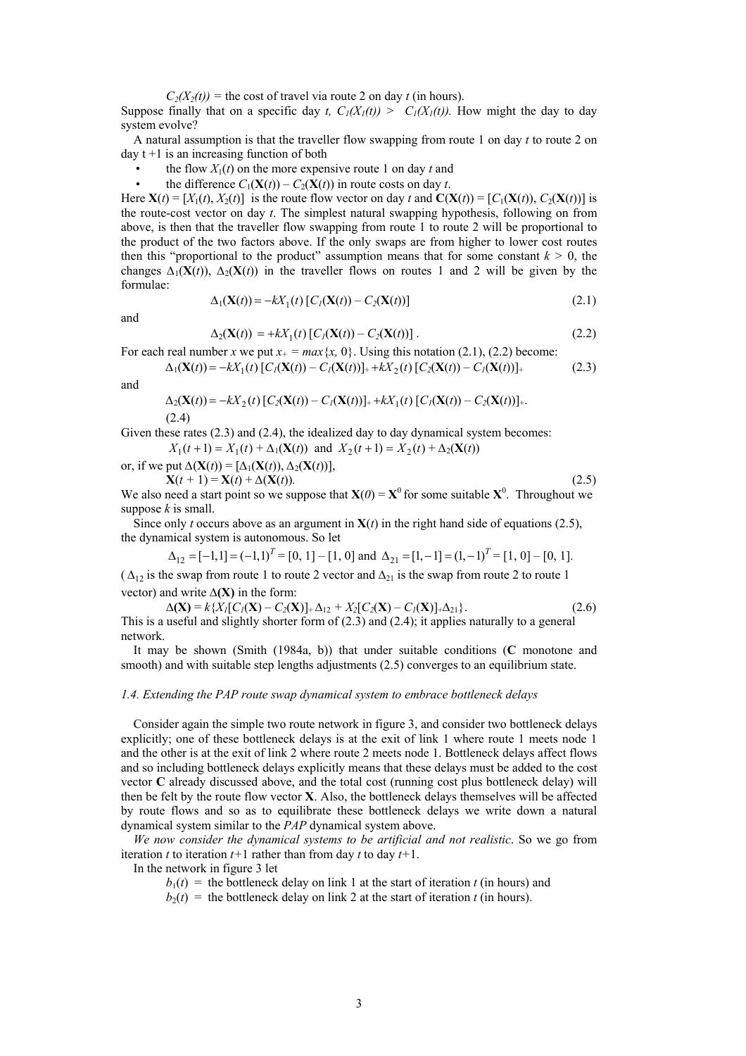$C_2(X_2(t))$ = the cost of travel via route 2 on day $t$ (in hours).

Suppose finally that on a specific day $t$, $C_1(X_1(t)) > C_1(X_1(t))$. How might the day to day system evolve?

A natural assumption is that the traveller flow swapping from route 1 on day $t$ to route 2 on day t +1 is an increasing function of both

- the flow $X_1(t)$ on the more expensive route 1 on day $t$ and
- the difference $C_1(\mathbf{X}(t)) - C_2(\mathbf{X}(t))$ in route costs on day $t$.

Here $\mathbf{X}(t) = [X_1(t), X_2(t)]$ is the route flow vector on day $t$ and $\mathbf{C}(\mathbf{X}(t)) = [C_1(\mathbf{X}(t)), C_2(\mathbf{X}(t))]$ is the route-cost vector on day $t$. The simplest natural swapping hypothesis, following on from above, is then that the traveller flow swapping from route 1 to route 2 will be proportional to the product of the two factors above. If the only swaps are from higher to lower cost routes then this "proportional to the product" assumption means that for some constant $k > 0$, the changes $\Delta_1(\mathbf{X}(t))$, $\Delta_2(\mathbf{X}(t))$ in the traveller flows on routes 1 and 2 will be given by the formulae:

$$\Delta_1(\mathbf{X}(t)) = -kX_1(t)\,[C_1(\mathbf{X}(t)) - C_2(\mathbf{X}(t))] \tag{2.1}$$

and

$$\Delta_2(\mathbf{X}(t)) = +kX_1(t)\,[C_1(\mathbf{X}(t)) - C_2(\mathbf{X}(t))]\,. \tag{2.2}$$

For each real number $x$ we put $x_+ = max\{x, 0\}$. Using this notation (2.1), (2.2) become:

$$\Delta_1(\mathbf{X}(t)) = -kX_1(t)\,[C_1(\mathbf{X}(t)) - C_1(\mathbf{X}(t))]_+ + kX_2(t)\,[C_2(\mathbf{X}(t)) - C_1(\mathbf{X}(t))]_+ \tag{2.3}$$

and

$$\Delta_2(\mathbf{X}(t)) = -kX_2(t)\,[C_2(\mathbf{X}(t)) - C_1(\mathbf{X}(t))]_+ + kX_1(t)\,[C_1(\mathbf{X}(t)) - C_2(\mathbf{X}(t))]_+. \tag{2.4}$$

Given these rates (2.3) and (2.4), the idealized day to day dynamical system becomes:

$$X_1(t+1) = X_1(t) + \Delta_1(\mathbf{X}(t)) \text{ and } X_2(t+1) = X_2(t) + \Delta_2(\mathbf{X}(t))$$

or, if we put $\Delta(\mathbf{X}(t)) = [\Delta_1(\mathbf{X}(t)), \Delta_2(\mathbf{X}(t))]$,

$$\mathbf{X}(t+1) = \mathbf{X}(t) + \Delta(\mathbf{X}(t)). \tag{2.5}$$

We also need a start point so we suppose that $\mathbf{X}(0) = \mathbf{X}^0$ for some suitable $\mathbf{X}^0$. Throughout we suppose $k$ is small.

Since only $t$ occurs above as an argument in $\mathbf{X}(t)$ in the right hand side of equations (2.5), the dynamical system is autonomous. So let

$$\Delta_{12} = [-1,1] = (-1,1)^T = [0,\,1] - [1,\,0] \text{ and } \Delta_{21} = [1,-1] = (1,-1)^T = [1,\,0] - [0,\,1].$$

($\Delta_{12}$ is the swap from route 1 to route 2 vector and $\Delta_{21}$ is the swap from route 2 to route 1 vector) and write $\Delta(\mathbf{X})$ in the form:

$$\Delta(\mathbf{X}) = k\{X_1[C_1(\mathbf{X}) - C_2(\mathbf{X})]_+\Delta_{12} + X_2[C_2(\mathbf{X}) - C_1(\mathbf{X})]_+\Delta_{21}\}. \tag{2.6}$$

This is a useful and slightly shorter form of (2.3) and (2.4); it applies naturally to a general network.

It may be shown (Smith (1984a, b)) that under suitable conditions ($\mathbf{C}$ monotone and smooth) and with suitable step lengths adjustments (2.5) converges to an equilibrium state.

### *1.4. Extending the PAP route swap dynamical system to embrace bottleneck delays*

Consider again the simple two route network in figure 3, and consider two bottleneck delays explicitly; one of these bottleneck delays is at the exit of link 1 where route 1 meets node 1 and the other is at the exit of link 2 where route 2 meets node 1. Bottleneck delays affect flows and so including bottleneck delays explicitly means that these delays must be added to the cost vector $\mathbf{C}$ already discussed above, and the total cost (running cost plus bottleneck delay) will then be felt by the route flow vector $\mathbf{X}$. Also, the bottleneck delays themselves will be affected by route flows and so as to equilibrate these bottleneck delays we write down a natural dynamical system similar to the *PAP* dynamical system above.

*We now consider the dynamical systems to be artificial and not realistic*. So we go from iteration $t$ to iteration $t$+1 rather than from day $t$ to day $t$+1.

In the network in figure 3 let

$b_1(t)$ = the bottleneck delay on link 1 at the start of iteration $t$ (in hours) and

$b_2(t)$ = the bottleneck delay on link 2 at the start of iteration $t$ (in hours).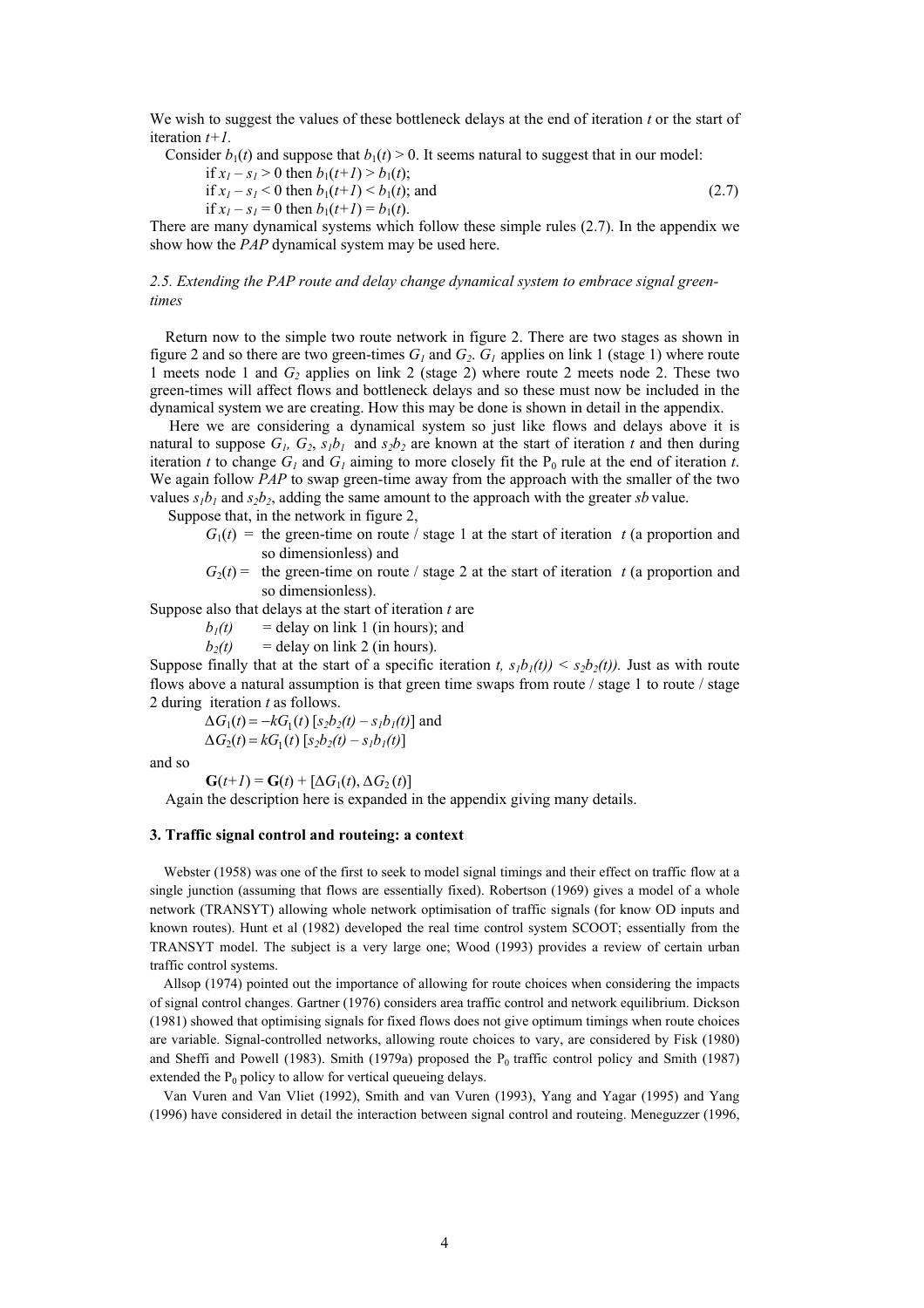We wish to suggest the values of these bottleneck delays at the end of iteration $t$ or the start of iteration $t+1$.

Consider $b_1(t)$ and suppose that $b_1(t) > 0$. It seems natural to suggest that in our model:

$$\begin{aligned}
&\text{if } x_1 - s_1 > 0 \text{ then } b_1(t+1) > b_1(t);\\
&\text{if } x_1 - s_1 < 0 \text{ then } b_1(t+1) < b_1(t); \text{ and}\\
&\text{if } x_1 - s_1 = 0 \text{ then } b_1(t+1) = b_1(t).
\end{aligned} \tag{2.7}$$

There are many dynamical systems which follow these simple rules (2.7). In the appendix we show how the *PAP* dynamical system may be used here.

*2.5. Extending the PAP route and delay change dynamical system to embrace signal green-times*

Return now to the simple two route network in figure 2. There are two stages as shown in figure 2 and so there are two green-times $G_1$ and $G_2$. $G_1$ applies on link 1 (stage 1) where route 1 meets node 1 and $G_2$ applies on link 2 (stage 2) where route 2 meets node 2. These two green-times will affect flows and bottleneck delays and so these must now be included in the dynamical system we are creating. How this may be done is shown in detail in the appendix.

Here we are considering a dynamical system so just like flows and delays above it is natural to suppose $G_1$, $G_2$, $s_1b_1$ and $s_2b_2$ are known at the start of iteration $t$ and then during iteration $t$ to change $G_1$ and $G_1$ aiming to more closely fit the $P_0$ rule at the end of iteration $t$. We again follow *PAP* to swap green-time away from the approach with the smaller of the two values $s_1b_1$ and $s_2b_2$, adding the same amount to the approach with the greater *sb* value.

Suppose that, in the network in figure 2,

$G_1(t)$ = the green-time on route / stage 1 at the start of iteration $t$ (a proportion and so dimensionless) and

$G_2(t)$ = the green-time on route / stage 2 at the start of iteration $t$ (a proportion and so dimensionless).

Suppose also that delays at the start of iteration $t$ are

$b_1(t)$ = delay on link 1 (in hours); and

$b_2(t)$ = delay on link 2 (in hours).

Suppose finally that at the start of a specific iteration $t$, $s_1b_1(t)) < s_2b_2(t))$. Just as with route flows above a natural assumption is that green time swaps from route / stage 1 to route / stage 2 during iteration $t$ as follows.

$$\Delta G_1(t) = -kG_1(t)\,[s_2b_2(t) - s_1b_1(t)] \text{ and}$$
$$\Delta G_2(t) = kG_1(t)\,[s_2b_2(t) - s_1b_1(t)]$$

and so

$$\mathbf{G}(t+1) = \mathbf{G}(t) + [\Delta G_1(t), \Delta G_2(t)]$$

Again the description here is expanded in the appendix giving many details.

## 3. Traffic signal control and routeing: a context

Webster (1958) was one of the first to seek to model signal timings and their effect on traffic flow at a single junction (assuming that flows are essentially fixed). Robertson (1969) gives a model of a whole network (TRANSYT) allowing whole network optimisation of traffic signals (for know OD inputs and known routes). Hunt et al (1982) developed the real time control system SCOOT; essentially from the TRANSYT model. The subject is a very large one; Wood (1993) provides a review of certain urban traffic control systems.

Allsop (1974) pointed out the importance of allowing for route choices when considering the impacts of signal control changes. Gartner (1976) considers area traffic control and network equilibrium. Dickson (1981) showed that optimising signals for fixed flows does not give optimum timings when route choices are variable. Signal-controlled networks, allowing route choices to vary, are considered by Fisk (1980) and Sheffi and Powell (1983). Smith (1979a) proposed the $P_0$ traffic control policy and Smith (1987) extended the $P_0$ policy to allow for vertical queueing delays.

Van Vuren and Van Vliet (1992), Smith and van Vuren (1993), Yang and Yagar (1995) and Yang (1996) have considered in detail the interaction between signal control and routeing. Meneguzzer (1996,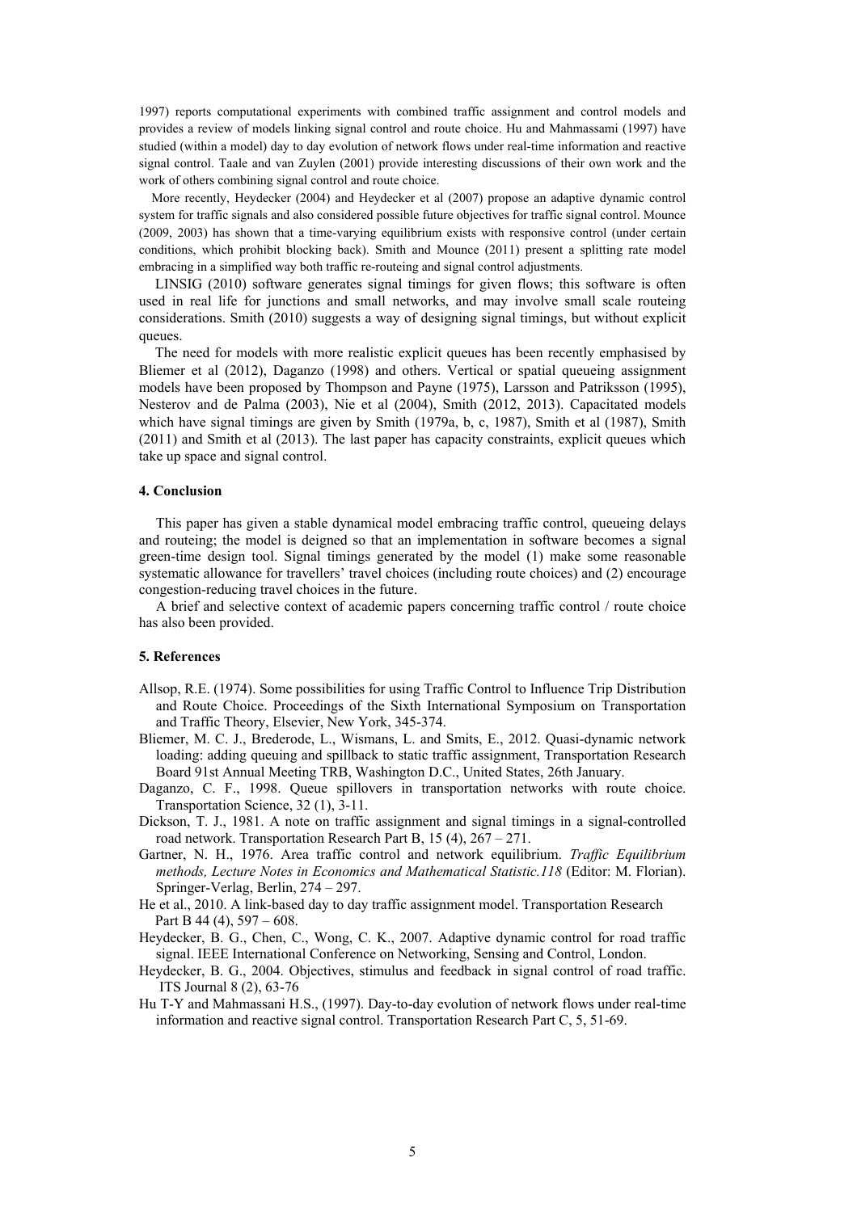1997) reports computational experiments with combined traffic assignment and control models and provides a review of models linking signal control and route choice. Hu and Mahmassami (1997) have studied (within a model) day to day evolution of network flows under real-time information and reactive signal control. Taale and van Zuylen (2001) provide interesting discussions of their own work and the work of others combining signal control and route choice.

More recently, Heydecker (2004) and Heydecker et al (2007) propose an adaptive dynamic control system for traffic signals and also considered possible future objectives for traffic signal control. Mounce (2009, 2003) has shown that a time-varying equilibrium exists with responsive control (under certain conditions, which prohibit blocking back). Smith and Mounce (2011) present a splitting rate model embracing in a simplified way both traffic re-routeing and signal control adjustments.

LINSIG (2010) software generates signal timings for given flows; this software is often used in real life for junctions and small networks, and may involve small scale routeing considerations. Smith (2010) suggests a way of designing signal timings, but without explicit queues.

The need for models with more realistic explicit queues has been recently emphasised by Bliemer et al (2012), Daganzo (1998) and others. Vertical or spatial queueing assignment models have been proposed by Thompson and Payne (1975), Larsson and Patriksson (1995), Nesterov and de Palma (2003), Nie et al (2004), Smith (2012, 2013). Capacitated models which have signal timings are given by Smith (1979a, b, c, 1987), Smith et al (1987), Smith (2011) and Smith et al (2013). The last paper has capacity constraints, explicit queues which take up space and signal control.

## 4. Conclusion

This paper has given a stable dynamical model embracing traffic control, queueing delays and routeing; the model is deigned so that an implementation in software becomes a signal green-time design tool. Signal timings generated by the model (1) make some reasonable systematic allowance for travellers' travel choices (including route choices) and (2) encourage congestion-reducing travel choices in the future.

A brief and selective context of academic papers concerning traffic control / route choice has also been provided.

## 5. References

- Allsop, R.E. (1974). Some possibilities for using Traffic Control to Influence Trip Distribution and Route Choice. Proceedings of the Sixth International Symposium on Transportation and Traffic Theory, Elsevier, New York, 345-374.
- Bliemer, M. C. J., Brederode, L., Wismans, L. and Smits, E., 2012. Quasi-dynamic network loading: adding queuing and spillback to static traffic assignment, Transportation Research Board 91st Annual Meeting TRB, Washington D.C., United States, 26th January.
- Daganzo, C. F., 1998. Queue spillovers in transportation networks with route choice. Transportation Science, 32 (1), 3-11.
- Dickson, T. J., 1981. A note on traffic assignment and signal timings in a signal-controlled road network. Transportation Research Part B, 15 (4), 267 – 271.
- Gartner, N. H., 1976. Area traffic control and network equilibrium. *Traffic Equilibrium methods, Lecture Notes in Economics and Mathematical Statistic.118* (Editor: M. Florian). Springer-Verlag, Berlin, 274 – 297.
- He et al., 2010. A link-based day to day traffic assignment model. Transportation Research Part B 44 (4), 597 – 608.
- Heydecker, B. G., Chen, C., Wong, C. K., 2007. Adaptive dynamic control for road traffic signal. IEEE International Conference on Networking, Sensing and Control, London.
- Heydecker, B. G., 2004. Objectives, stimulus and feedback in signal control of road traffic. ITS Journal 8 (2), 63-76
- Hu T-Y and Mahmassani H.S., (1997). Day-to-day evolution of network flows under real-time information and reactive signal control. Transportation Research Part C, 5, 51-69.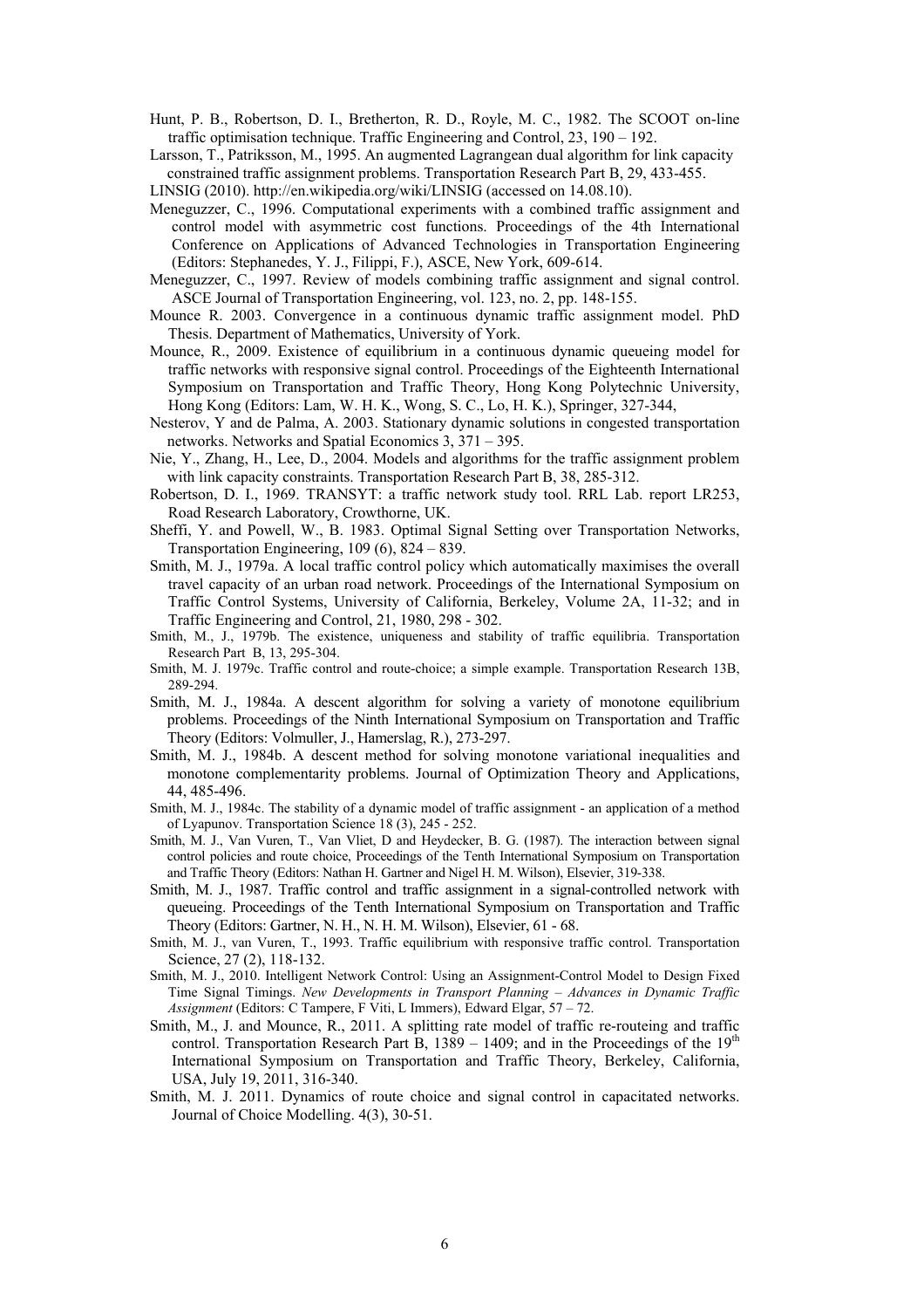Hunt, P. B., Robertson, D. I., Bretherton, R. D., Royle, M. C., 1982. The SCOOT on-line traffic optimisation technique. Traffic Engineering and Control, 23, 190 – 192.

Larsson, T., Patriksson, M., 1995. An augmented Lagrangean dual algorithm for link capacity constrained traffic assignment problems. Transportation Research Part B, 29, 433-455.

LINSIG (2010). http://en.wikipedia.org/wiki/LINSIG (accessed on 14.08.10).

Meneguzzer, C., 1996. Computational experiments with a combined traffic assignment and control model with asymmetric cost functions. Proceedings of the 4th International Conference on Applications of Advanced Technologies in Transportation Engineering (Editors: Stephanedes, Y. J., Filippi, F.), ASCE, New York, 609-614.

Meneguzzer, C., 1997. Review of models combining traffic assignment and signal control. ASCE Journal of Transportation Engineering, vol. 123, no. 2, pp. 148-155.

Mounce R. 2003. Convergence in a continuous dynamic traffic assignment model. PhD Thesis. Department of Mathematics, University of York.

Mounce, R., 2009. Existence of equilibrium in a continuous dynamic queueing model for traffic networks with responsive signal control. Proceedings of the Eighteenth International Symposium on Transportation and Traffic Theory, Hong Kong Polytechnic University, Hong Kong (Editors: Lam, W. H. K., Wong, S. C., Lo, H. K.), Springer, 327-344,

Nesterov, Y and de Palma, A. 2003. Stationary dynamic solutions in congested transportation networks. Networks and Spatial Economics 3, 371 – 395.

Nie, Y., Zhang, H., Lee, D., 2004. Models and algorithms for the traffic assignment problem with link capacity constraints. Transportation Research Part B, 38, 285-312.

Robertson, D. I., 1969. TRANSYT: a traffic network study tool. RRL Lab. report LR253, Road Research Laboratory, Crowthorne, UK.

Sheffi, Y. and Powell, W., B. 1983. Optimal Signal Setting over Transportation Networks, Transportation Engineering, 109 (6), 824 – 839.

Smith, M. J., 1979a. A local traffic control policy which automatically maximises the overall travel capacity of an urban road network. Proceedings of the International Symposium on Traffic Control Systems, University of California, Berkeley, Volume 2A, 11-32; and in Traffic Engineering and Control, 21, 1980, 298 - 302.

Smith, M., J., 1979b. The existence, uniqueness and stability of traffic equilibria. Transportation Research Part B, 13, 295-304.

Smith, M. J. 1979c. Traffic control and route-choice; a simple example. Transportation Research 13B, 289-294.

Smith, M. J., 1984a. A descent algorithm for solving a variety of monotone equilibrium problems. Proceedings of the Ninth International Symposium on Transportation and Traffic Theory (Editors: Volmuller, J., Hamerslag, R.), 273-297.

Smith, M. J., 1984b. A descent method for solving monotone variational inequalities and monotone complementarity problems. Journal of Optimization Theory and Applications, 44, 485-496.

Smith, M. J., 1984c. The stability of a dynamic model of traffic assignment - an application of a method of Lyapunov. Transportation Science 18 (3), 245 - 252.

Smith, M. J., Van Vuren, T., Van Vliet, D and Heydecker, B. G. (1987). The interaction between signal control policies and route choice, Proceedings of the Tenth International Symposium on Transportation and Traffic Theory (Editors: Nathan H. Gartner and Nigel H. M. Wilson), Elsevier, 319-338.

Smith, M. J., 1987. Traffic control and traffic assignment in a signal-controlled network with queueing. Proceedings of the Tenth International Symposium on Transportation and Traffic Theory (Editors: Gartner, N. H., N. H. M. Wilson), Elsevier, 61 - 68.

Smith, M. J., van Vuren, T., 1993. Traffic equilibrium with responsive traffic control. Transportation Science, 27 (2), 118-132.

Smith, M. J., 2010. Intelligent Network Control: Using an Assignment-Control Model to Design Fixed Time Signal Timings. *New Developments in Transport Planning – Advances in Dynamic Traffic Assignment* (Editors: C Tampere, F Viti, L Immers), Edward Elgar, 57 – 72.

Smith, M., J. and Mounce, R., 2011. A splitting rate model of traffic re-routeing and traffic control. Transportation Research Part B, 1389 – 1409; and in the Proceedings of the 19th International Symposium on Transportation and Traffic Theory, Berkeley, California, USA, July 19, 2011, 316-340.

Smith, M. J. 2011. Dynamics of route choice and signal control in capacitated networks. Journal of Choice Modelling. 4(3), 30-51.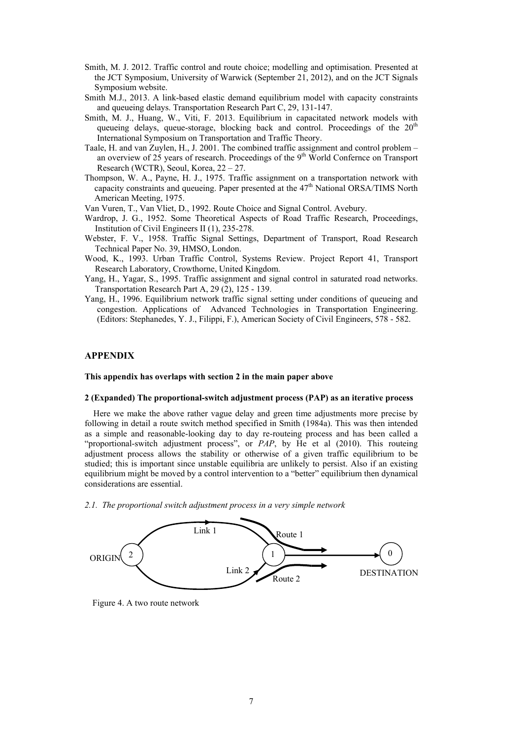Smith, M. J. 2012. Traffic control and route choice; modelling and optimisation. Presented at the JCT Symposium, University of Warwick (September 21, 2012), and on the JCT Signals Symposium website.

Smith M.J., 2013. A link-based elastic demand equilibrium model with capacity constraints and queueing delays. Transportation Research Part C, 29, 131-147.

Smith, M. J., Huang, W., Viti, F. 2013. Equilibrium in capacitated network models with queueing delays, queue-storage, blocking back and control. Proceedings of the 20th International Symposium on Transportation and Traffic Theory.

Taale, H. and van Zuylen, H., J. 2001. The combined traffic assignment and control problem – an overview of 25 years of research. Proceedings of the 9th World Confernce on Transport Research (WCTR), Seoul, Korea, 22 – 27.

Thompson, W. A., Payne, H. J., 1975. Traffic assignment on a transportation network with capacity constraints and queueing. Paper presented at the 47th National ORSA/TIMS North American Meeting, 1975.

Van Vuren, T., Van Vliet, D., 1992. Route Choice and Signal Control. Avebury.

Wardrop, J. G., 1952. Some Theoretical Aspects of Road Traffic Research, Proceedings, Institution of Civil Engineers II (1), 235-278.

Webster, F. V., 1958. Traffic Signal Settings, Department of Transport, Road Research Technical Paper No. 39, HMSO, London.

Wood, K., 1993. Urban Traffic Control, Systems Review. Project Report 41, Transport Research Laboratory, Crowthorne, United Kingdom.

Yang, H., Yagar, S., 1995. Traffic assignment and signal control in saturated road networks. Transportation Research Part A, 29 (2), 125 - 139.

Yang, H., 1996. Equilibrium network traffic signal setting under conditions of queueing and congestion. Applications of Advanced Technologies in Transportation Engineering. (Editors: Stephanedes, Y. J., Filippi, F.), American Society of Civil Engineers, 578 - 582.

## APPENDIX

**This appendix has overlaps with section 2 in the main paper above**

### 2 (Expanded) The proportional-switch adjustment process (PAP) as an iterative process

Here we make the above rather vague delay and green time adjustments more precise by following in detail a route switch method specified in Smith (1984a). This was then intended as a simple and reasonable-looking day to day re-routeing process and has been called a "proportional-switch adjustment process", or *PAP*, by He et al (2010). This routeing adjustment process allows the stability or otherwise of a given traffic equilibrium to be studied; this is important since unstable equilibria are unlikely to persist. Also if an existing equilibrium might be moved by a control intervention to a "better" equilibrium then dynamical considerations are essential.

*2.1. The proportional switch adjustment process in a very simple network*

Link 1 Route 1 ORIGIN 2 1 0 Link 2 Route 2 DESTINATION

Figure 4. A two route network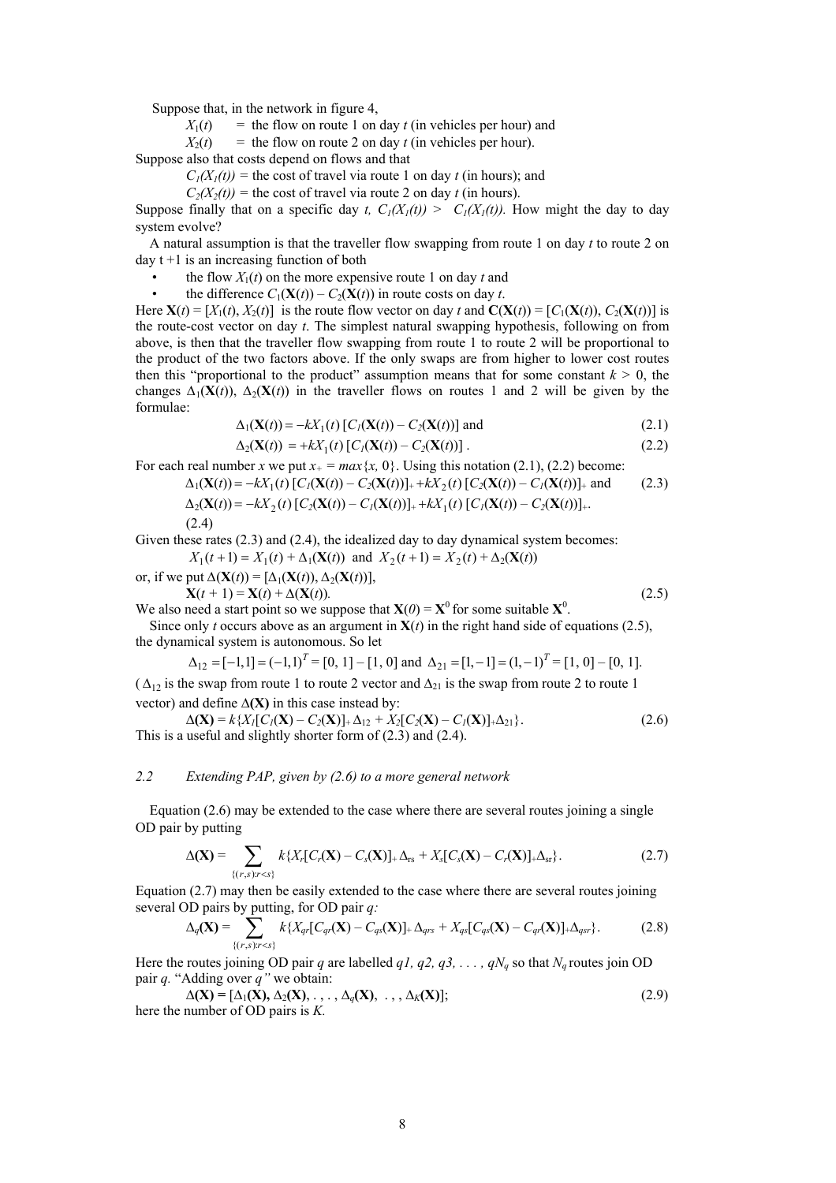Suppose that, in the network in figure 4,

$X_1(t)$ = the flow on route 1 on day $t$ (in vehicles per hour) and

$X_2(t)$ = the flow on route 2 on day $t$ (in vehicles per hour).

Suppose also that costs depend on flows and that

$C_1(X_1(t))$ = the cost of travel via route 1 on day $t$ (in hours); and

$C_2(X_2(t))$ = the cost of travel via route 2 on day $t$ (in hours).

Suppose finally that on a specific day $t$, $C_1(X_1(t)) > C_1(X_1(t))$. How might the day to day system evolve?

A natural assumption is that the traveller flow swapping from route 1 on day $t$ to route 2 on day t +1 is an increasing function of both

- the flow $X_1(t)$ on the more expensive route 1 on day $t$ and
- the difference $C_1(\mathbf{X}(t)) - C_2(\mathbf{X}(t))$ in route costs on day $t$.

Here $\mathbf{X}(t) = [X_1(t), X_2(t)]$ is the route flow vector on day $t$ and $\mathbf{C}(\mathbf{X}(t)) = [C_1(\mathbf{X}(t)), C_2(\mathbf{X}(t))]$ is the route-cost vector on day $t$. The simplest natural swapping hypothesis, following on from above, is then that the traveller flow swapping from route 1 to route 2 will be proportional to the product of the two factors above. If the only swaps are from higher to lower cost routes then this "proportional to the product" assumption means that for some constant $k > 0$, the changes $\Delta_1(\mathbf{X}(t))$, $\Delta_2(\mathbf{X}(t))$ in the traveller flows on routes 1 and 2 will be given by the formulae:

$$\Delta_1(\mathbf{X}(t)) = -kX_1(t)\,[C_1(\mathbf{X}(t)) - C_2(\mathbf{X}(t))] \text{ and} \tag{2.1}$$

$$\Delta_2(\mathbf{X}(t)) = +kX_1(t)\,[C_1(\mathbf{X}(t)) - C_2(\mathbf{X}(t))]\,. \tag{2.2}$$

For each real number $x$ we put $x_+ = max\{x, 0\}$. Using this notation (2.1), (2.2) become:

$$\Delta_1(\mathbf{X}(t)) = -kX_1(t)\,[C_1(\mathbf{X}(t)) - C_2(\mathbf{X}(t))]_+ + kX_2(t)\,[C_2(\mathbf{X}(t)) - C_1(\mathbf{X}(t))]_+ \text{ and} \tag{2.3}$$

$$\Delta_2(\mathbf{X}(t)) = -kX_2(t)\,[C_2(\mathbf{X}(t)) - C_1(\mathbf{X}(t))]_+ + kX_1(t)\,[C_1(\mathbf{X}(t)) - C_2(\mathbf{X}(t))]_+. \tag{2.4}$$

Given these rates (2.3) and (2.4), the idealized day to day dynamical system becomes:

$$X_1(t+1) = X_1(t) + \Delta_1(\mathbf{X}(t)) \text{ and } X_2(t+1) = X_2(t) + \Delta_2(\mathbf{X}(t))$$

or, if we put $\Delta(\mathbf{X}(t)) = [\Delta_1(\mathbf{X}(t)), \Delta_2(\mathbf{X}(t))]$,

$$\mathbf{X}(t+1) = \mathbf{X}(t) + \Delta(\mathbf{X}(t)). \tag{2.5}$$

We also need a start point so we suppose that $\mathbf{X}(0) = \mathbf{X}^0$ for some suitable $\mathbf{X}^0$.

Since only $t$ occurs above as an argument in $\mathbf{X}(t)$ in the right hand side of equations (2.5), the dynamical system is autonomous. So let

$$\Delta_{12} = [-1, 1] = (-1, 1)^T = [0,\, 1] - [1,\, 0] \text{ and } \Delta_{21} = [1, -1] = (1, -1)^T = [1,\, 0] - [0,\, 1].$$

($\Delta_{12}$ is the swap from route 1 to route 2 vector and $\Delta_{21}$ is the swap from route 2 to route 1 vector) and define $\Delta(\mathbf{X})$ in this case instead by:

$$\Delta(\mathbf{X}) = k\{X_1[C_1(\mathbf{X}) - C_2(\mathbf{X})]_+\Delta_{12} + X_2[C_2(\mathbf{X}) - C_1(\mathbf{X})]_+\Delta_{21}\}. \tag{2.6}$$

This is a useful and slightly shorter form of (2.3) and (2.4).

### 2.2 *Extending PAP, given by (2.6) to a more general network*

Equation (2.6) may be extended to the case where there are several routes joining a single OD pair by putting

$$\Delta(\mathbf{X}) = \sum_{\{(r,s):r<s\}} k\{X_r[C_r(\mathbf{X}) - C_s(\mathbf{X})]_+\Delta_{rs} + X_s[C_s(\mathbf{X}) - C_r(\mathbf{X})]_+\Delta_{sr}\}. \tag{2.7}$$

Equation (2.7) may then be easily extended to the case where there are several routes joining several OD pairs by putting, for OD pair $q$:

$$\Delta_q(\mathbf{X}) = \sum_{\{(r,s):r<s\}} k\{X_{qr}[C_{qr}(\mathbf{X}) - C_{qs}(\mathbf{X})]_+\Delta_{qrs} + X_{qs}[C_{qs}(\mathbf{X}) - C_{qr}(\mathbf{X})]_+\Delta_{qsr}\}. \tag{2.8}$$

Here the routes joining OD pair $q$ are labelled $q1, q2, q3, \ldots, qN_q$ so that $N_q$ routes join OD pair $q$. "Adding over $q$" we obtain:

$$\Delta(\mathbf{X}) = [\Delta_1(\mathbf{X}), \Delta_2(\mathbf{X}), \ldots, \Delta_q(\mathbf{X}), \ldots, \Delta_K(\mathbf{X})]; \tag{2.9}$$

here the number of OD pairs is $K$.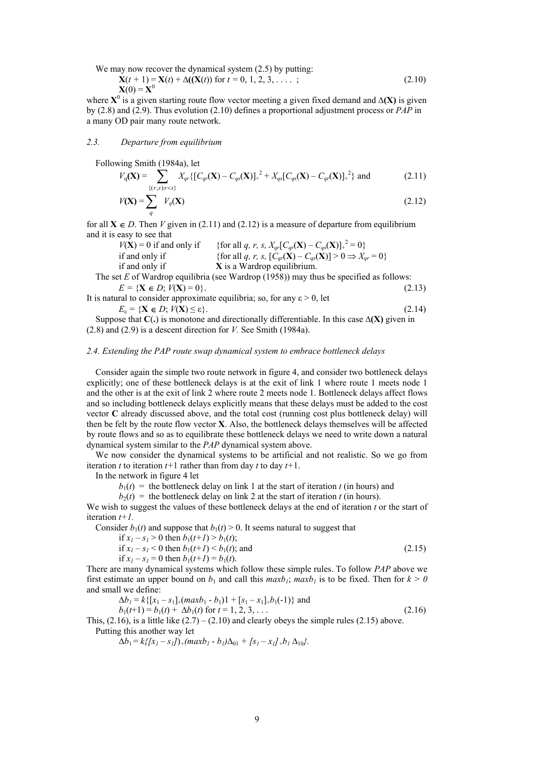We may now recover the dynamical system (2.5) by putting:

$$\mathbf{X}(t+1) = \mathbf{X}(t) + \Delta((\mathbf{X}(t)) \text{ for } t = 0, 1, 2, 3, \ldots ; \tag{2.10}$$
$$\mathbf{X}(0) = \mathbf{X}^0$$

where $\mathbf{X}^0$ is a given starting route flow vector meeting a given fixed demand and $\Delta(\mathbf{X})$ is given by (2.8) and (2.9). Thus evolution (2.10) defines a proportional adjustment process or *PAP* in a many OD pair many route network.

### *2.3. Departure from equilibrium*

Following Smith (1984a), let

$$V_q(\mathbf{X}) = \sum_{\{(r,s):r<s\}} X_{qr}\{[C_{qr}(\mathbf{X}) - C_{qs}(\mathbf{X})]_+^2 + X_{qs}[C_{qs}(\mathbf{X}) - C_{qr}(\mathbf{X})]_+^2\} \text{ and} \tag{2.11}$$

$$V(\mathbf{X}) = \sum_q V_q(\mathbf{X}) \tag{2.12}$$

for all $\mathbf{X} \in D$. Then $V$ given in (2.11) and (2.12) is a measure of departure from equilibrium and it is easy to see that

$V(\mathbf{X}) = 0$ if and only if $\{$for all $q, r, s$, $X_{qr}[C_{qr}(\mathbf{X}) - C_{qs}(\mathbf{X})]_+^2 = 0\}$
if and only if $\{$for all $q, r, s$, $[C_{qr}(\mathbf{X}) - C_{qs}(\mathbf{X})] > 0 \Rightarrow X_{qr} = 0\}$
if and only if $\mathbf{X}$ is a Wardrop equilibrium.

The set $E$ of Wardrop equilibria (see Wardrop (1958)) may thus be specified as follows:

$$E = \{\mathbf{X} \in D;\ V(\mathbf{X}) = 0\}. \tag{2.13}$$

It is natural to consider approximate equilibria; so, for any $\varepsilon > 0$, let

$$E_\varepsilon = \{\mathbf{X} \in D;\ V(\mathbf{X}) \le \varepsilon\}. \tag{2.14}$$

Suppose that $\mathbf{C}(.)$ is monotone and directionally differentiable. In this case $\Delta(\mathbf{X})$ given in (2.8) and (2.9) is a descent direction for $V$. See Smith (1984a).

### *2.4. Extending the PAP route swap dynamical system to embrace bottleneck delays*

Consider again the simple two route network in figure 4, and consider two bottleneck delays explicitly; one of these bottleneck delays is at the exit of link 1 where route 1 meets node 1 and the other is at the exit of link 2 where route 2 meets node 1. Bottleneck delays affect flows and so including bottleneck delays explicitly means that these delays must be added to the cost vector $\mathbf{C}$ already discussed above, and the total cost (running cost plus bottleneck delay) will then be felt by the route flow vector $\mathbf{X}$. Also, the bottleneck delays themselves will be affected by route flows and so as to equilibrate these bottleneck delays we need to write down a natural dynamical system similar to the *PAP* dynamical system above.

We now consider the dynamical systems to be artificial and not realistic. So we go from iteration $t$ to iteration $t+1$ rather than from day $t$ to day $t+1$.

In the network in figure 4 let

$b_1(t)$ = the bottleneck delay on link 1 at the start of iteration $t$ (in hours) and
$b_2(t)$ = the bottleneck delay on link 2 at the start of iteration $t$ (in hours).

We wish to suggest the values of these bottleneck delays at the end of iteration $t$ or the start of iteration $t+1$.

Consider $b_1(t)$ and suppose that $b_1(t) > 0$. It seems natural to suggest that

$$\begin{aligned}
&\text{if } x_1 - s_1 > 0 \text{ then } b_1(t+1) > b_1(t);\\
&\text{if } x_1 - s_1 < 0 \text{ then } b_1(t+1) < b_1(t); \text{ and}\\
&\text{if } x_1 - s_1 = 0 \text{ then } b_1(t+1) = b_1(t).
\end{aligned} \tag{2.15}$$

There are many dynamical systems which follow these simple rules. To follow *PAP* above we first estimate an upper bound on $b_1$ and call this $maxb_1$; $maxb_1$ is to be fixed. Then for $k > 0$ and small we define:

$$\Delta b_1 = k\{[x_1 - s_1]_+(maxb_1 - b_1)1 + [s_1 - x_1]_+b_1(-1)\} \text{ and}$$
$$b_1(t+1) = b_1(t) + \Delta b_1(t) \text{ for } t = 1, 2, 3, \ldots \tag{2.16}$$

This, (2.16), is a little like (2.7) – (2.10) and clearly obeys the simple rules (2.15) above.

Putting this another way let

$$\Delta b_1 = k\{[x_1 - s_1])_+(maxb_1 - b_1)\Delta_{01} + [s_1 - x_1]_+b_1\,\Delta_{10}\}.$$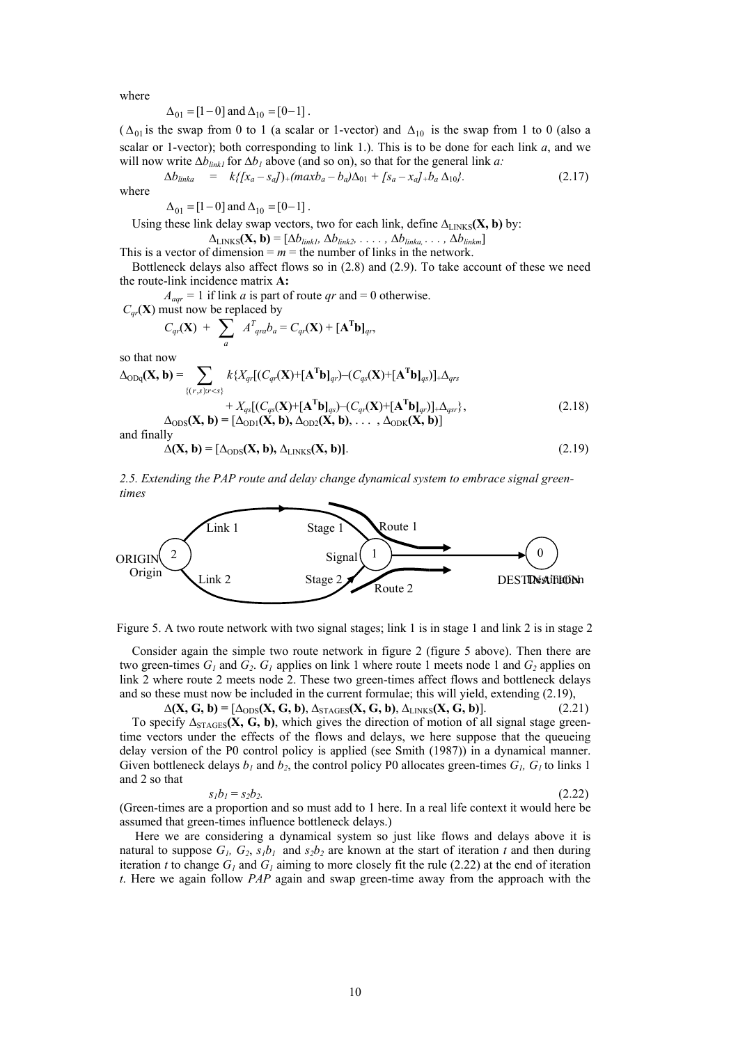where

$$\Delta_{01} = [1-0] \text{ and } \Delta_{10} = [0-1].$$

($\Delta_{01}$ is the swap from 0 to 1 (a scalar or 1-vector) and $\Delta_{10}$ is the swap from 1 to 0 (also a scalar or 1-vector); both corresponding to link 1.). This is to be done for each link *a*, and we will now write $\Delta b_{link1}$ for $\Delta b_1$ above (and so on), so that for the general link *a:*

$$\Delta b_{linka} \quad = \quad k\{[x_a - s_a])_+(maxb_a - b_a)\Delta_{01} + [s_a - x_a]_+ b_a\,\Delta_{10}\}. \tag{2.17}$$

where

$$\Delta_{01} = [1-0] \text{ and } \Delta_{10} = [0-1].$$

Using these link delay swap vectors, two for each link, define $\Delta_{\text{LINKS}}(\mathbf{X}, \mathbf{b})$ by:

$$\Delta_{\text{LINKS}}(\mathbf{X}, \mathbf{b}) = [\Delta b_{link1}, \Delta b_{link2}, \ldots, \Delta b_{linka}, \ldots, \Delta b_{linkm}]$$

This is a vector of dimension = $m$ = the number of links in the network.

Bottleneck delays also affect flows so in (2.8) and (2.9). To take account of these we need the route-link incidence matrix **A:**

$A_{aqr} = 1$ if link *a* is part of route *qr* and = 0 otherwise.

$C_{qr}(\mathbf{X})$ must now be replaced by

$$C_{qr}(\mathbf{X}) + \sum_a A^T{}_{qra} b_a = C_{qr}(\mathbf{X}) + [\mathbf{A}^\mathbf{T}\mathbf{b}]_{qr},$$

so that now

$$\Delta_{\text{ODq}}(\mathbf{X}, \mathbf{b}) = \sum_{\{(r,s): r<s\}} k\{X_{qr}[(C_{qr}(\mathbf{X}) + [\mathbf{A}^\mathbf{T}\mathbf{b}]_{qr}) - (C_{qs}(\mathbf{X}) + [\mathbf{A}^\mathbf{T}\mathbf{b}]_{qs})]_+\Delta_{qrs}$$

$$+ X_{qs}[(C_{qs}(\mathbf{X}) + [\mathbf{A}^\mathbf{T}\mathbf{b}]_{qs}) - (C_{qr}(\mathbf{X}) + [\mathbf{A}^\mathbf{T}\mathbf{b}]_{qr})]_+\Delta_{qsr}\}, \tag{2.18}$$

$$\Delta_{\text{ODS}}(\mathbf{X}, \mathbf{b}) = [\Delta_{\text{OD1}}(\mathbf{X}, \mathbf{b}), \Delta_{\text{OD2}}(\mathbf{X}, \mathbf{b}), \ldots, \Delta_{\text{ODK}}(\mathbf{X}, \mathbf{b})]$$

and finally

$$\Delta(\mathbf{X}, \mathbf{b}) = [\Delta_{\text{ODS}}(\mathbf{X}, \mathbf{b}), \Delta_{\text{LINKS}}(\mathbf{X}, \mathbf{b})]. \tag{2.19}$$

### *2.5. Extending the PAP route and delay change dynamical system to embrace signal green-times*

Link 1 — Stage 1 — Route 1
ORIGIN 2 — Signal 1 — 0 DESTINATION
Origin — Link 2 — Stage 2 — Route 2 — Destination

Figure 5. A two route network with two signal stages; link 1 is in stage 1 and link 2 is in stage 2

Consider again the simple two route network in figure 2 (figure 5 above). Then there are two green-times $G_1$ and $G_2$. $G_1$ applies on link 1 where route 1 meets node 1 and $G_2$ applies on link 2 where route 2 meets node 2. These two green-times affect flows and bottleneck delays and so these must now be included in the current formulae; this will yield, extending (2.19),

$$\Delta(\mathbf{X}, \mathbf{G}, \mathbf{b}) = [\Delta_{\text{ODS}}(\mathbf{X}, \mathbf{G}, \mathbf{b}), \Delta_{\text{STAGES}}(\mathbf{X}, \mathbf{G}, \mathbf{b}), \Delta_{\text{LINKS}}(\mathbf{X}, \mathbf{G}, \mathbf{b})]. \tag{2.21}$$

To specify $\Delta_{\text{STAGES}}(\mathbf{X}, \mathbf{G}, \mathbf{b})$, which gives the direction of motion of all signal stage green-time vectors under the effects of the flows and delays, we here suppose that the queueing delay version of the P0 control policy is applied (see Smith (1987)) in a dynamical manner. Given bottleneck delays $b_1$ and $b_2$, the control policy P0 allocates green-times $G_1$, $G_1$ to links 1 and 2 so that

$$s_1 b_1 = s_2 b_2. \tag{2.22}$$

(Green-times are a proportion and so must add to 1 here. In a real life context it would here be assumed that green-times influence bottleneck delays.)

Here we are considering a dynamical system so just like flows and delays above it is natural to suppose $G_1$, $G_2$, $s_1b_1$ and $s_2b_2$ are known at the start of iteration *t* and then during iteration *t* to change $G_1$ and $G_1$ aiming to more closely fit the rule (2.22) at the end of iteration *t*. Here we again follow *PAP* again and swap green-time away from the approach with the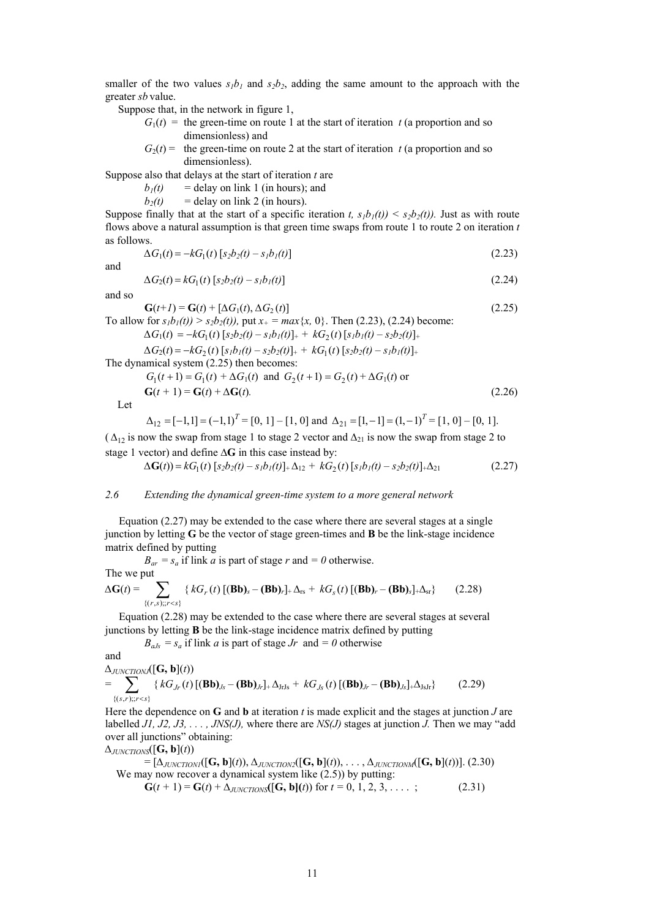smaller of the two values $s_1b_1$ and $s_2b_2$, adding the same amount to the approach with the greater $sb$ value.

Suppose that, in the network in figure 1,

$G_1(t)$ = the green-time on route 1 at the start of iteration $t$ (a proportion and so dimensionless) and

$G_2(t)$ = the green-time on route 2 at the start of iteration $t$ (a proportion and so dimensionless).

Suppose also that delays at the start of iteration $t$ are

$b_1(t)$ = delay on link 1 (in hours); and

$b_2(t)$ = delay on link 2 (in hours).

Suppose finally that at the start of a specific iteration $t$, $s_1b_1(t)) < s_2b_2(t))$. Just as with route flows above a natural assumption is that green time swaps from route 1 to route 2 on iteration $t$ as follows.

$$\Delta G_1(t) = -kG_1(t)\,[s_2b_2(t) - s_1b_1(t)] \tag{2.23}$$

and

$$\Delta G_2(t) = kG_1(t)\,[s_2b_2(t) - s_1b_1(t)] \tag{2.24}$$

and so

$$\mathbf{G}(t+1) = \mathbf{G}(t) + [\Delta G_1(t), \Delta G_2(t)] \tag{2.25}$$

To allow for $s_1b_1(t)) > s_2b_2(t))$, put $x_+ = max\{x, 0\}$. Then (2.23), (2.24) become:

$$\Delta G_1(t) = -kG_1(t)\,[s_2b_2(t) - s_1b_1(t)]_+ + kG_2(t)\,[s_1b_1(t) - s_2b_2(t)]_+$$

$$\Delta G_2(t) = -kG_2(t)\,[s_1b_1(t) - s_2b_2(t)]_+ + kG_1(t)\,[s_2b_2(t) - s_1b_1(t)]_+$$

The dynamical system (2.25) then becomes:

$$G_1(t+1) = G_1(t) + \Delta G_1(t) \text{ and } G_2(t+1) = G_2(t) + \Delta G_1(t) \text{ or}$$

$$\mathbf{G}(t+1) = \mathbf{G}(t) + \Delta\mathbf{G}(t). \tag{2.26}$$

Let

$$\Delta_{12} = [-1,1] = (-1,1)^T = [0, 1] - [1, 0] \text{ and } \Delta_{21} = [1,-1] = (1,-1)^T = [1, 0] - [0, 1].$$

($\Delta_{12}$ is now the swap from stage 1 to stage 2 vector and $\Delta_{21}$ is now the swap from stage 2 to stage 1 vector) and define $\Delta\mathbf{G}$ in this case instead by:

$$\Delta\mathbf{G}(t)) = kG_1(t)\,[s_2b_2(t) - s_1b_1(t)]_+\Delta_{12} + kG_2(t)\,[s_1b_1(t) - s_2b_2(t)]_+\Delta_{21} \tag{2.27}$$

### 2.6 Extending the dynamical green-time system to a more general network

Equation (2.27) may be extended to the case where there are several stages at a single junction by letting $\mathbf{G}$ be the vector of stage green-times and $\mathbf{B}$ be the link-stage incidence matrix defined by putting

$B_{ar} = s_a$ if link $a$ is part of stage $r$ and $= 0$ otherwise.

The we put

$$\Delta\mathbf{G}(t) = \sum_{\{(r,s);;r<s\}} \{\, kG_r(t)\,[(\mathbf{Bb})_s - (\mathbf{Bb})_r]_+\Delta_{rs} + kG_s(t)\,[(\mathbf{Bb})_r - (\mathbf{Bb})_s]_+\Delta_{sr}\} \tag{2.28}$$

Equation (2.28) may be extended to the case where there are several stages at several junctions by letting $\mathbf{B}$ be the link-stage incidence matrix defined by putting

$B_{aJs} = s_a$ if link $a$ is part of stage $Jr$ and $= 0$ otherwise

and

$$\Delta_{JUNCTIONJ}([\mathbf{G}, \mathbf{b}](t)) = \sum_{\{(s,r);;r<s\}} \{\, kG_{Jr}(t)\,[(\mathbf{Bb})_{Js} - (\mathbf{Bb})_{Jr}]_+\Delta_{JrJs} + kG_{Js}(t)\,[(\mathbf{Bb})_{Jr} - (\mathbf{Bb})_{Js}]_+\Delta_{JsJr}\} \tag{2.29}$$

Here the dependence on $\mathbf{G}$ and $\mathbf{b}$ at iteration $t$ is made explicit and the stages at junction $J$ are labelled $J1, J2, J3, \ldots, JNS(J)$, where there are $NS(J)$ stages at junction $J$. Then we may "add over all junctions" obtaining:

$$\Delta_{JUNCTIONS}([\mathbf{G}, \mathbf{b}](t)) = [\Delta_{JUNCTION1}([\mathbf{G}, \mathbf{b}](t)), \Delta_{JUNCTION2}([\mathbf{G}, \mathbf{b}](t)), \ldots, \Delta_{JUNCTIONM}([\mathbf{G}, \mathbf{b}](t))]. \tag{2.30}$$

We may now recover a dynamical system like (2.5)) by putting:

$$\mathbf{G}(t+1) = \mathbf{G}(t) + \Delta_{JUNCTIONS}([\mathbf{G}, \mathbf{b}](t)) \text{ for } t = 0, 1, 2, 3, \ldots; \tag{2.31}$$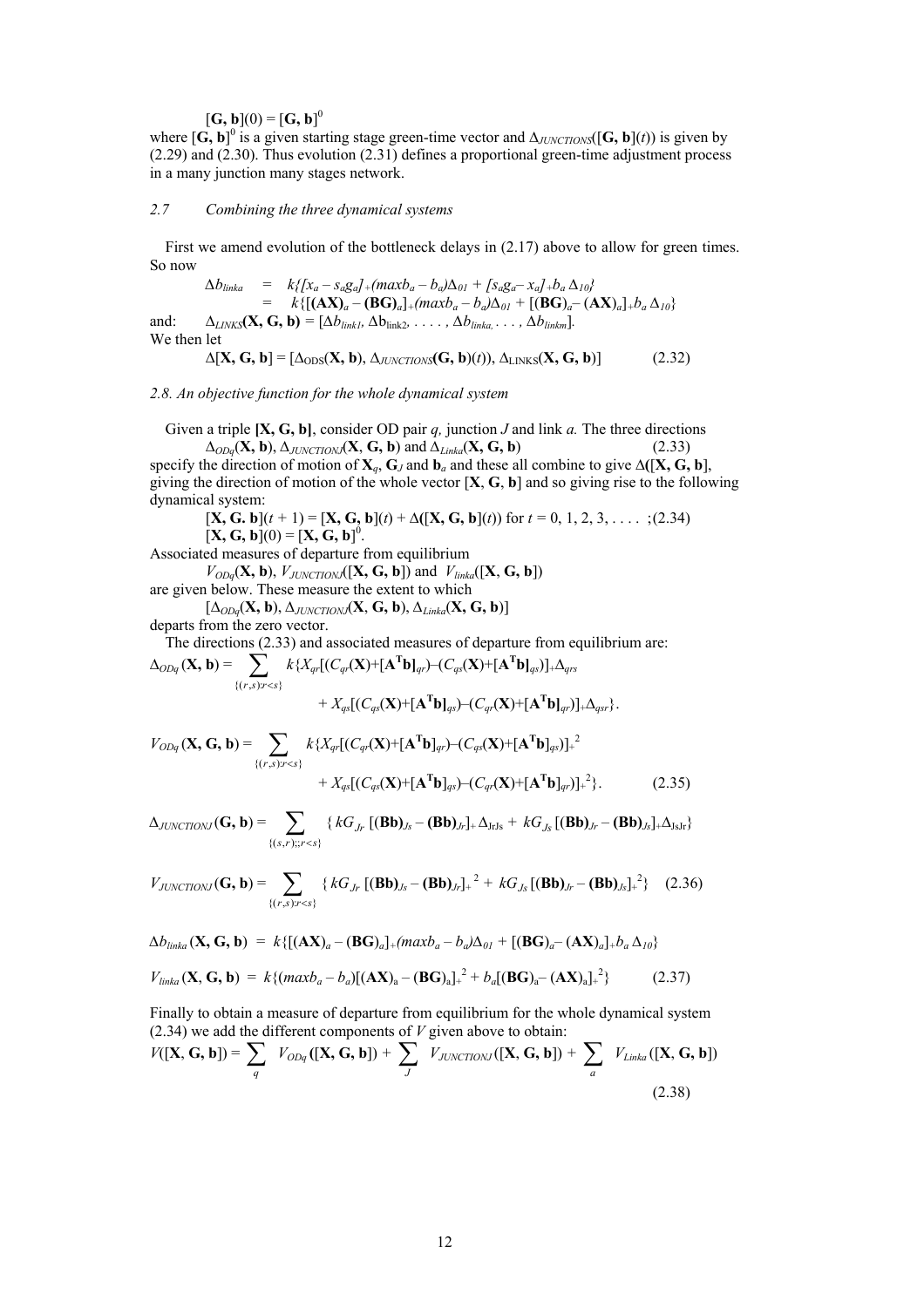$$[\mathbf{G, b}](0) = [\mathbf{G, b}]^0$$

where $[\mathbf{G, b}]^0$ is a given starting stage green-time vector and $\Delta_{JUNCTIONS}([\mathbf{G, b}](t))$ is given by (2.29) and (2.30). Thus evolution (2.31) defines a proportional green-time adjustment process in a many junction many stages network.

### *2.7 Combining the three dynamical systems*

First we amend evolution of the bottleneck delays in (2.17) above to allow for green times. So now

$$\Delta b_{linka} = k\{[x_a - s_a g_a]_+(maxb_a - b_a)\Delta_{01} + [s_a g_a - x_a]_+ b_a \Delta_{10}\}$$
$$= k\{[(\mathbf{AX})_a - (\mathbf{BG})_a]_+(maxb_a - b_a)\Delta_{01} + [(\mathbf{BG})_a - (\mathbf{AX})_a]_+ b_a \Delta_{10}\}$$

and: $\Delta_{LINKS}(\mathbf{X, G, b}) = [\Delta b_{link1}, \Delta b_{link2}, \ldots, \Delta b_{linka}, \ldots, \Delta b_{linkm}]$.

We then let

$$\Delta[\mathbf{X, G, b}] = [\Delta_{ODS}(\mathbf{X, b}), \Delta_{JUNCTIONS}(\mathbf{G, b})(t)), \Delta_{LINKS}(\mathbf{X, G, b})] \qquad (2.32)$$

### *2.8. An objective function for the whole dynamical system*

Given a triple $[\mathbf{X, G, b}]$, consider OD pair $q$, junction $J$ and link $a$. The three directions

$$\Delta_{ODq}(\mathbf{X, b}),\ \Delta_{JUNCTIONJ}(\mathbf{X, G, b}) \text{ and } \Delta_{Linka}(\mathbf{X, G, b}) \qquad (2.33)$$

specify the direction of motion of $\mathbf{X}_q$, $\mathbf{G}_J$ and $\mathbf{b}_a$ and these all combine to give $\Delta([\mathbf{X, G, b}]$, giving the direction of motion of the whole vector $[\mathbf{X, G, b}]$ and so giving rise to the following dynamical system:

$$[\mathbf{X, G. b}](t + 1) = [\mathbf{X, G, b}](t) + \Delta([\mathbf{X, G, b}](t)) \text{ for } t = 0, 1, 2, 3, \ldots ; \qquad (2.34)$$
$$[\mathbf{X, G, b}](0) = [\mathbf{X, G, b}]^0.$$

Associated measures of departure from equilibrium

$$V_{ODq}(\mathbf{X, b}),\ V_{JUNCTIONJ}([\mathbf{X, G, b}]) \text{ and } V_{linka}([\mathbf{X, G, b}])$$

are given below. These measure the extent to which

$$[\Delta_{ODq}(\mathbf{X, b}), \Delta_{JUNCTIONJ}(\mathbf{X, G, b}), \Delta_{Linka}(\mathbf{X, G, b})]$$

departs from the zero vector.

The directions (2.33) and associated measures of departure from equilibrium are:

$$\Delta_{ODq}(\mathbf{X, b}) = \sum_{\{(r,s):r<s\}} k\{X_{qr}[(C_{qr}(\mathbf{X})+[\mathbf{A^T b}]_{qr})-(C_{qs}(\mathbf{X})+[\mathbf{A^T b}]_{qs})]_+\Delta_{qrs}$$
$$+ X_{qs}[(C_{qs}(\mathbf{X})+[\mathbf{A^T b}]_{qs})-(C_{qr}(\mathbf{X})+[\mathbf{A^T b}]_{qr})]_+\Delta_{qsr}\}.$$

$$V_{ODq}(\mathbf{X, G, b}) = \sum_{\{(r,s):r<s\}} k\{X_{qr}[(C_{qr}(\mathbf{X})+[\mathbf{A^T b}]_{qr})-(C_{qs}(\mathbf{X})+[\mathbf{A^T b}]_{qs})]_+^2$$
$$+ X_{qs}[(C_{qs}(\mathbf{X})+[\mathbf{A^T b}]_{qs})-(C_{qr}(\mathbf{X})+[\mathbf{A^T b}]_{qr})]_+^2\}. \qquad (2.35)$$

$$\Delta_{JUNCTIONJ}(\mathbf{G, b}) = \sum_{\{(s,r);;r<s\}} \{kG_{Jr}[(\mathbf{Bb})_{Js} - (\mathbf{Bb})_{Jr}]_+\Delta_{JrJs} + kG_{Js}[(\mathbf{Bb})_{Jr} - (\mathbf{Bb})_{Js}]_+\Delta_{JsJr}\}$$

$$V_{JUNCTIONJ}(\mathbf{G, b}) = \sum_{\{(r,s):r<s\}} \{kG_{Jr}[(\mathbf{Bb})_{Js} - (\mathbf{Bb})_{Jr}]_+^2 + kG_{Js}[(\mathbf{Bb})_{Jr} - (\mathbf{Bb})_{Js}]_+^2\} \qquad (2.36)$$

$$\Delta b_{linka}(\mathbf{X, G, b}) = k\{[(\mathbf{AX})_a - (\mathbf{BG})_a]_+(maxb_a - b_a)\Delta_{01} + [(\mathbf{BG})_a - (\mathbf{AX})_a]_+ b_a \Delta_{10}\}$$

$$V_{linka}(\mathbf{X, G, b}) = k\{(maxb_a - b_a)[(\mathbf{AX})_a - (\mathbf{BG})_a]_+^2 + b_a[(\mathbf{BG})_a - (\mathbf{AX})_a]_+^2\} \qquad (2.37)$$

Finally to obtain a measure of departure from equilibrium for the whole dynamical system (2.34) we add the different components of $V$ given above to obtain:

$$V([\mathbf{X, G, b}]) = \sum_q V_{ODq}([\mathbf{X, G, b}]) + \sum_J V_{JUNCTIONJ}([\mathbf{X, G, b}]) + \sum_a V_{Linka}([\mathbf{X, G, b}]) \qquad (2.38)$$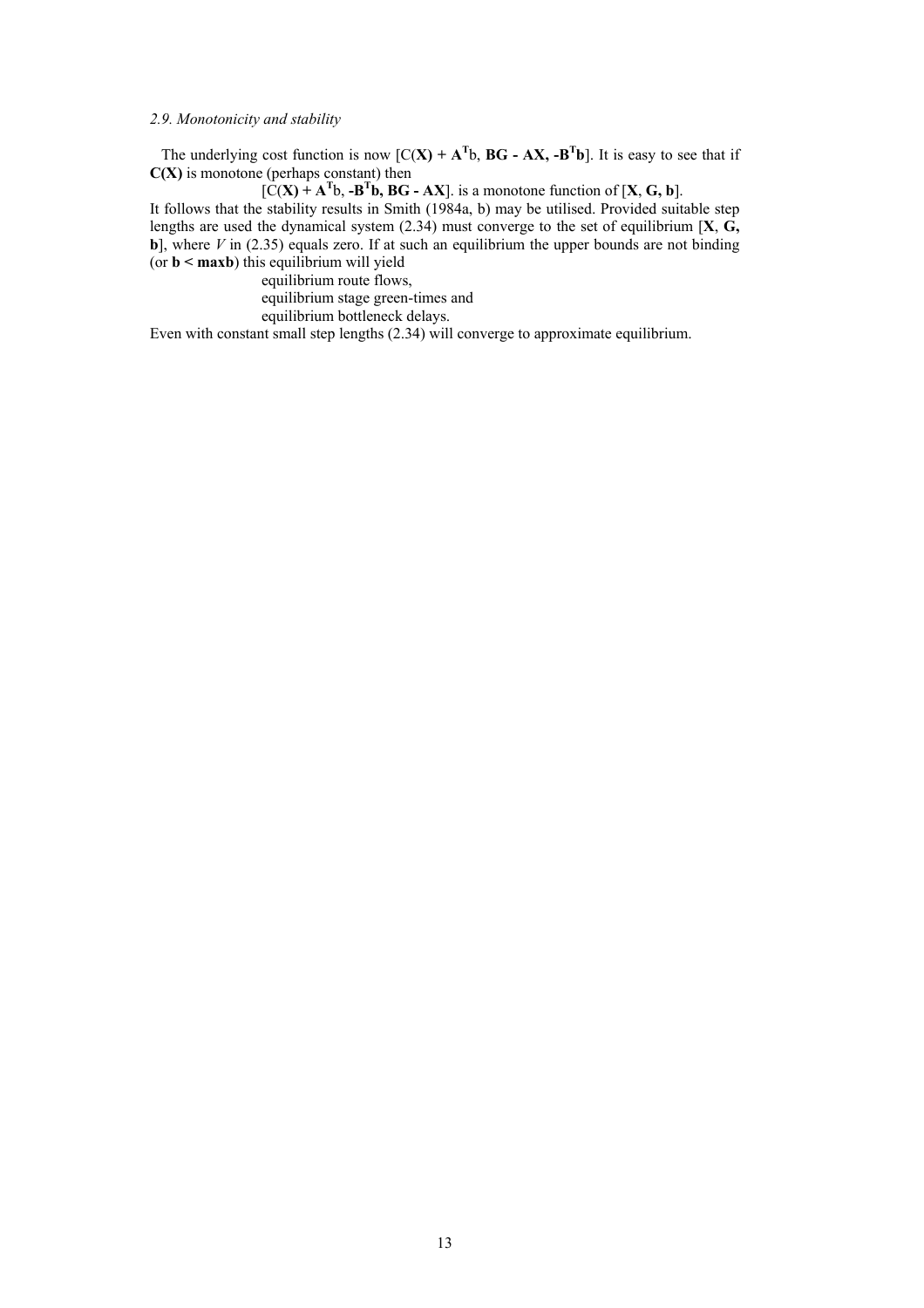*2.9. Monotonicity and stability*

The underlying cost function is now $[C(\mathbf{X}) + \mathbf{A}^{\mathbf{T}}b, \mathbf{BG} - \mathbf{AX}, -\mathbf{B}^{\mathbf{T}}\mathbf{b}]$. It is easy to see that if $\mathbf{C(X)}$ is monotone (perhaps constant) then

$$[C(\mathbf{X}) + \mathbf{A}^{\mathbf{T}}b, -\mathbf{B}^{\mathbf{T}}\mathbf{b}, \mathbf{BG} - \mathbf{AX}].$$ is a monotone function of $[\mathbf{X}, \mathbf{G}, \mathbf{b}]$.

It follows that the stability results in Smith (1984a, b) may be utilised. Provided suitable step lengths are used the dynamical system (2.34) must converge to the set of equilibrium $[\mathbf{X}, \mathbf{G}, \mathbf{b}]$, where $V$ in (2.35) equals zero. If at such an equilibrium the upper bounds are not binding (or $\mathbf{b} < \mathbf{maxb}$) this equilibrium will yield

equilibrium route flows,
equilibrium stage green-times and
equilibrium bottleneck delays.

Even with constant small step lengths (2.34) will converge to approximate equilibrium.